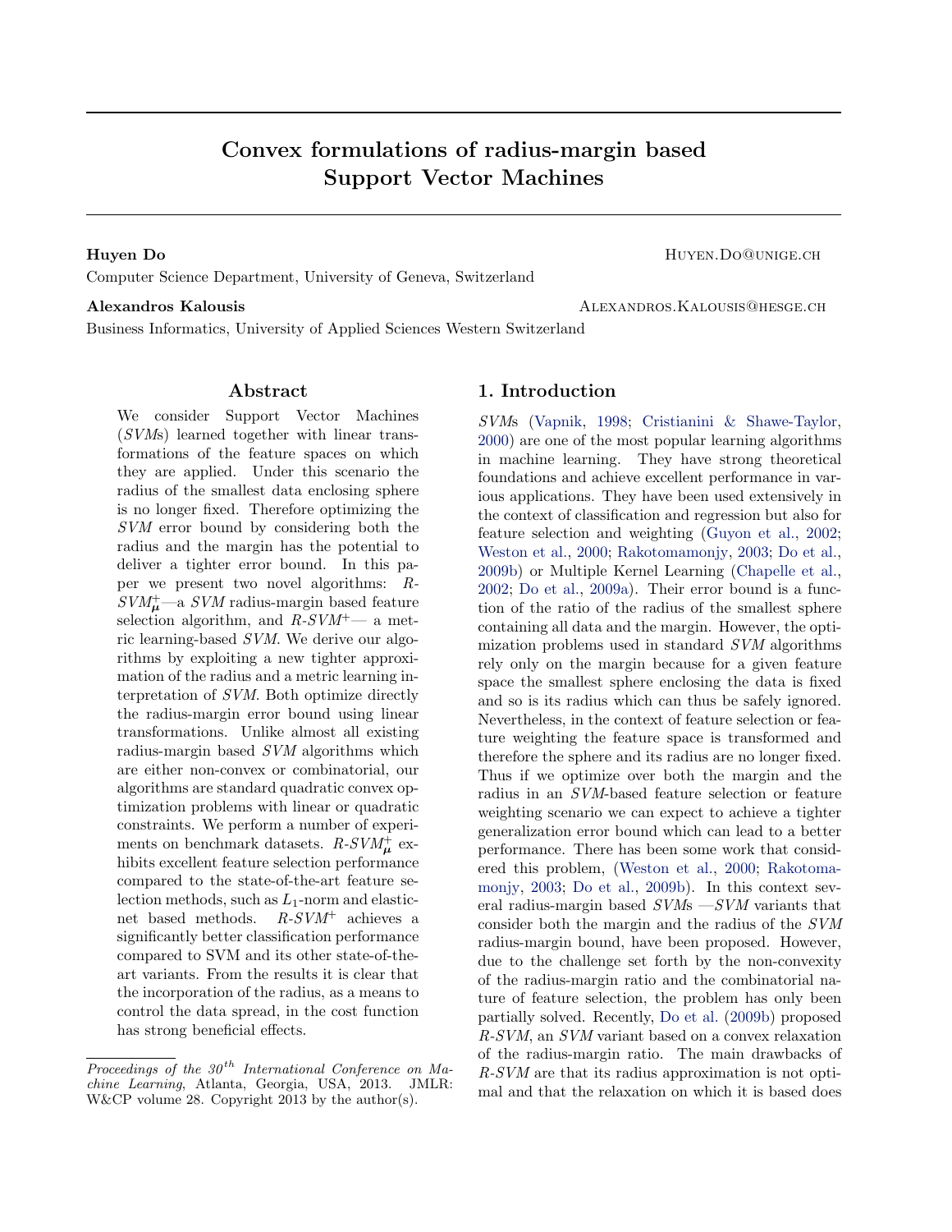# Convex formulations of radius-margin based Support Vector Machines

**Huyen Do** HUYEN.DO@UNIGE.CH
Computer Science Department, University of Geneva, Switzerland

**Alexandros Kalousis** ALEXANDROS.KALOUSIS@HESGE.CH
Business Informatics, University of Applied Sciences Western Switzerland

## Abstract

We consider Support Vector Machines (*SVM*s) learned together with linear transformations of the feature spaces on which they are applied. Under this scenario the radius of the smallest data enclosing sphere is no longer fixed. Therefore optimizing the *SVM* error bound by considering both the radius and the margin has the potential to deliver a tighter error bound. In this paper we present two novel algorithms: *R-SVM*$_{\mu}^{+}$—a *SVM* radius-margin based feature selection algorithm, and *R-SVM*$^{+}$— a metric learning-based *SVM*. We derive our algorithms by exploiting a new tighter approximation of the radius and a metric learning interpretation of *SVM*. Both optimize directly the radius-margin error bound using linear transformations. Unlike almost all existing radius-margin based *SVM* algorithms which are either non-convex or combinatorial, our algorithms are standard quadratic convex optimization problems with linear or quadratic constraints. We perform a number of experiments on benchmark datasets. *R-SVM*$_{\mu}^{+}$ exhibits excellent feature selection performance compared to the state-of-the-art feature selection methods, such as $L_1$-norm and elastic-net based methods. *R-SVM*$^{+}$ achieves a significantly better classification performance compared to SVM and its other state-of-the-art variants. From the results it is clear that the incorporation of the radius, as a means to control the data spread, in the cost function has strong beneficial effects.

*Proceedings of the 30th International Conference on Machine Learning*, Atlanta, Georgia, USA, 2013. JMLR: W&CP volume 28. Copyright 2013 by the author(s).

## 1. Introduction

*SVM*s (Vapnik, 1998; Cristianini & Shawe-Taylor, 2000) are one of the most popular learning algorithms in machine learning. They have strong theoretical foundations and achieve excellent performance in various applications. They have been used extensively in the context of classification and regression but also for feature selection and weighting (Guyon et al., 2002; Weston et al., 2000; Rakotomamonjy, 2003; Do et al., 2009b) or Multiple Kernel Learning (Chapelle et al., 2002; Do et al., 2009a). Their error bound is a function of the ratio of the radius of the smallest sphere containing all data and the margin. However, the optimization problems used in standard *SVM* algorithms rely only on the margin because for a given feature space the smallest sphere enclosing the data is fixed and so is its radius which can thus be safely ignored. Nevertheless, in the context of feature selection or feature weighting the feature space is transformed and therefore the sphere and its radius are no longer fixed. Thus if we optimize over both the margin and the radius in an *SVM*-based feature selection or feature weighting scenario we can expect to achieve a tighter generalization error bound which can lead to a better performance. There has been some work that considered this problem, (Weston et al., 2000; Rakotomamonjy, 2003; Do et al., 2009b). In this context several radius-margin based *SVM*s —*SVM* variants that consider both the margin and the radius of the *SVM* radius-margin bound, have been proposed. However, due to the challenge set forth by the non-convexity of the radius-margin ratio and the combinatorial nature of feature selection, the problem has only been partially solved. Recently, Do et al. (2009b) proposed *R-SVM*, an *SVM* variant based on a convex relaxation of the radius-margin ratio. The main drawbacks of *R-SVM* are that its radius approximation is not optimal and that the relaxation on which it is based does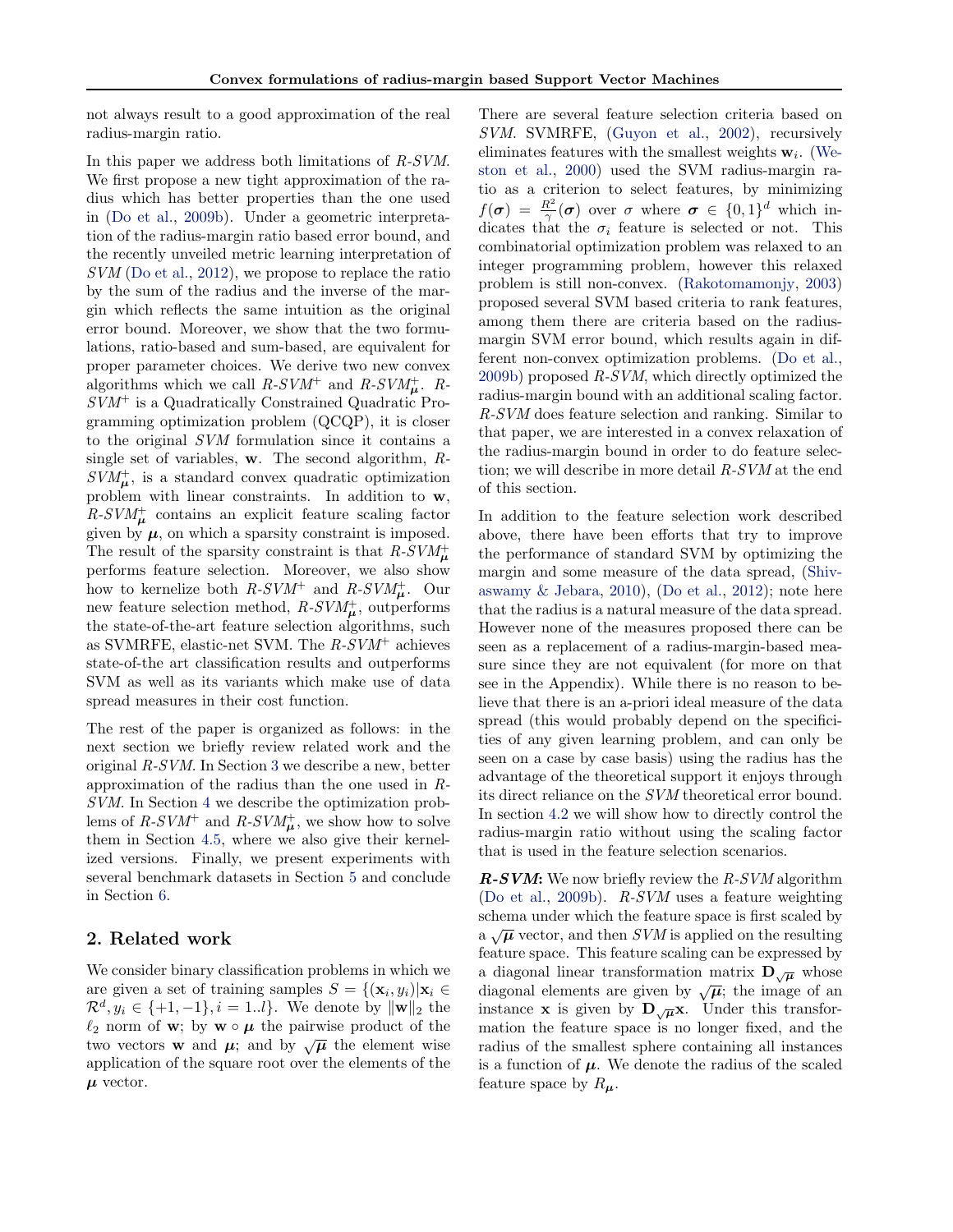not always result to a good approximation of the real radius-margin ratio.

In this paper we address both limitations of *R-SVM*. We first propose a new tight approximation of the radius which has better properties than the one used in (Do et al., 2009b). Under a geometric interpretation of the radius-margin ratio based error bound, and the recently unveiled metric learning interpretation of *SVM* (Do et al., 2012), we propose to replace the ratio by the sum of the radius and the inverse of the margin which reflects the same intuition as the original error bound. Moreover, we show that the two formulations, ratio-based and sum-based, are equivalent for proper parameter choices. We derive two new convex algorithms which we call *R-SVM*$^+$ and *R-SVM*$^+_{\boldsymbol{\mu}}$. *R-SVM*$^+$ is a Quadratically Constrained Quadratic Programming optimization problem (QCQP), it is closer to the original *SVM* formulation since it contains a single set of variables, $\mathbf{w}$. The second algorithm, *R-SVM*$^+_{\boldsymbol{\mu}}$, is a standard convex quadratic optimization problem with linear constraints. In addition to $\mathbf{w}$, *R-SVM*$^+_{\boldsymbol{\mu}}$ contains an explicit feature scaling factor given by $\boldsymbol{\mu}$, on which a sparsity constraint is imposed. The result of the sparsity constraint is that *R-SVM*$^+_{\boldsymbol{\mu}}$ performs feature selection. Moreover, we also show how to kernelize both *R-SVM*$^+$ and *R-SVM*$^+_{\boldsymbol{\mu}}$. Our new feature selection method, *R-SVM*$^+_{\boldsymbol{\mu}}$, outperforms the state-of-the-art feature selection algorithms, such as SVMRFE, elastic-net SVM. The *R-SVM*$^+$ achieves state-of-the art classification results and outperforms SVM as well as its variants which make use of data spread measures in their cost function.

The rest of the paper is organized as follows: in the next section we briefly review related work and the original *R-SVM*. In Section 3 we describe a new, better approximation of the radius than the one used in *R-SVM*. In Section 4 we describe the optimization problems of *R-SVM*$^+$ and *R-SVM*$^+_{\boldsymbol{\mu}}$, we show how to solve them in Section 4.5, where we also give their kernelized versions. Finally, we present experiments with several benchmark datasets in Section 5 and conclude in Section 6.

## 2. Related work

We consider binary classification problems in which we are given a set of training samples $S = \{(\mathbf{x}_i, y_i)|\mathbf{x}_i \in \mathcal{R}^d, y_i \in \{+1, -1\}, i = 1..l\}$. We denote by $\|\mathbf{w}\|_2$ the $\ell_2$ norm of $\mathbf{w}$; by $\mathbf{w} \circ \boldsymbol{\mu}$ the pairwise product of the two vectors $\mathbf{w}$ and $\boldsymbol{\mu}$; and by $\sqrt{\boldsymbol{\mu}}$ the element wise application of the square root over the elements of the $\boldsymbol{\mu}$ vector.

There are several feature selection criteria based on *SVM*. SVMRFE, (Guyon et al., 2002), recursively eliminates features with the smallest weights $\mathbf{w}_i$. (Weston et al., 2000) used the SVM radius-margin ratio as a criterion to select features, by minimizing $f(\boldsymbol{\sigma}) = \frac{R^2}{\gamma}(\boldsymbol{\sigma})$ over $\sigma$ where $\boldsymbol{\sigma} \in \{0,1\}^d$ which indicates that the $\sigma_i$ feature is selected or not. This combinatorial optimization problem was relaxed to an integer programming problem, however this relaxed problem is still non-convex. (Rakotomamonjy, 2003) proposed several SVM based criteria to rank features, among them there are criteria based on the radius-margin SVM error bound, which results again in different non-convex optimization problems. (Do et al., 2009b) proposed *R-SVM*, which directly optimized the radius-margin bound with an additional scaling factor. *R-SVM* does feature selection and ranking. Similar to that paper, we are interested in a convex relaxation of the radius-margin bound in order to do feature selection; we will describe in more detail *R-SVM* at the end of this section.

In addition to the feature selection work described above, there have been efforts that try to improve the performance of standard SVM by optimizing the margin and some measure of the data spread, (Shivaswamy & Jebara, 2010), (Do et al., 2012); note here that the radius is a natural measure of the data spread. However none of the measures proposed there can be seen as a replacement of a radius-margin-based measure since they are not equivalent (for more on that see in the Appendix). While there is no reason to believe that there is an a-priori ideal measure of the data spread (this would probably depend on the specificities of any given learning problem, and can only be seen on a case by case basis) using the radius has the advantage of the theoretical support it enjoys through its direct reliance on the *SVM* theoretical error bound. In section 4.2 we will show how to directly control the radius-margin ratio without using the scaling factor that is used in the feature selection scenarios.

***R-SVM*:** We now briefly review the *R-SVM* algorithm (Do et al., 2009b). *R-SVM* uses a feature weighting schema under which the feature space is first scaled by a $\sqrt{\boldsymbol{\mu}}$ vector, and then *SVM* is applied on the resulting feature space. This feature scaling can be expressed by a diagonal linear transformation matrix $\mathbf{D}_{\sqrt{\boldsymbol{\mu}}}$ whose diagonal elements are given by $\sqrt{\boldsymbol{\mu}}$; the image of an instance $\mathbf{x}$ is given by $\mathbf{D}_{\sqrt{\boldsymbol{\mu}}}\mathbf{x}$. Under this transformation the feature space is no longer fixed, and the radius of the smallest sphere containing all instances is a function of $\boldsymbol{\mu}$. We denote the radius of the scaled feature space by $R_{\boldsymbol{\mu}}$.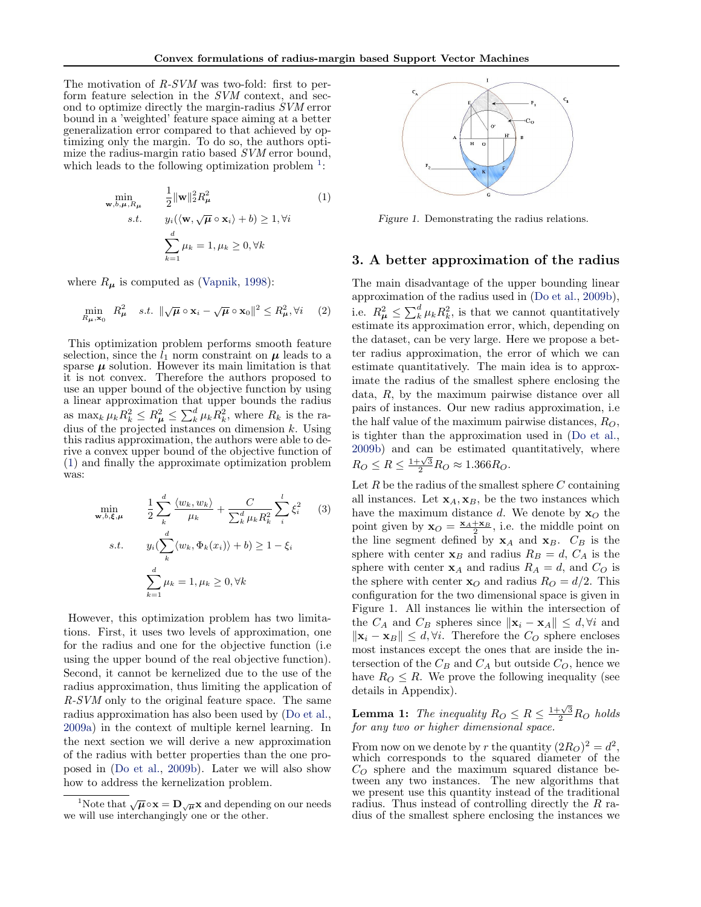The motivation of *R-SVM* was two-fold: first to perform feature selection in the *SVM* context, and second to optimize directly the margin-radius *SVM* error bound in a 'weighted' feature space aiming at a better generalization error compared to that achieved by optimizing only the margin. To do so, the authors optimize the radius-margin ratio based *SVM* error bound, which leads to the following optimization problem [1]:

$$
\begin{aligned}
\min_{\mathbf{w},b,\boldsymbol{\mu},R_{\boldsymbol{\mu}}} \quad & \frac{1}{2}\|\mathbf{w}\|_2^2 R_{\boldsymbol{\mu}}^2 \\
s.t. \quad & y_i(\langle \mathbf{w}, \sqrt{\boldsymbol{\mu}} \circ \mathbf{x}_i \rangle + b) \geq 1, \forall i \\
& \sum_{k=1}^{d} \mu_k = 1, \mu_k \geq 0, \forall k
\end{aligned} \tag{1}
$$

where $R_{\boldsymbol{\mu}}$ is computed as (Vapnik, 1998):

$$
\min_{R_{\boldsymbol{\mu}},\mathbf{x}_0} \; R_{\boldsymbol{\mu}}^2 \quad s.t. \; \|\sqrt{\boldsymbol{\mu}} \circ \mathbf{x}_i - \sqrt{\boldsymbol{\mu}} \circ \mathbf{x}_0\|^2 \leq R_{\boldsymbol{\mu}}^2, \forall i \tag{2}
$$

This optimization problem performs smooth feature selection, since the $l_1$ norm constraint on $\boldsymbol{\mu}$ leads to a sparse $\boldsymbol{\mu}$ solution. However its main limitation is that it is not convex. Therefore the authors proposed to use an upper bound of the objective function by using a linear approximation that upper bounds the radius as $\max_k \mu_k R_k^2 \leq R_{\boldsymbol{\mu}}^2 \leq \sum_k^d \mu_k R_k^2$, where $R_k$ is the radius of the projected instances on dimension $k$. Using this radius approximation, the authors were able to derive a convex upper bound of the objective function of (1) and finally the approximate optimization problem was:

$$
\begin{aligned}
\min_{\mathbf{w},b,\boldsymbol{\xi},\boldsymbol{\mu}} \quad & \frac{1}{2}\sum_{k}^{d} \frac{\langle w_k, w_k \rangle}{\mu_k} + \frac{C}{\sum_k^d \mu_k R_k^2} \sum_{i}^{l} \xi_i^2 \\
s.t. \quad & y_i(\sum_{k}^{d} \langle w_k, \Phi_k(x_i) \rangle + b) \geq 1 - \xi_i \\
& \sum_{k=1}^{d} \mu_k = 1, \mu_k \geq 0, \forall k
\end{aligned} \tag{3}
$$

However, this optimization problem has two limitations. First, it uses two levels of approximation, one for the radius and one for the objective function (i.e using the upper bound of the real objective function). Second, it cannot be kernelized due to the use of the radius approximation, thus limiting the application of *R-SVM* only to the original feature space. The same radius approximation has also been used by (Do et al., 2009a) in the context of multiple kernel learning. In the next section we will derive a new approximation of the radius with better properties than the one proposed in (Do et al., 2009b). Later we will also show how to address the kernelization problem.

[1] Note that $\sqrt{\boldsymbol{\mu}} \circ \mathbf{x} = \mathbf{D}_{\sqrt{\boldsymbol{\mu}}}\mathbf{x}$ and depending on our needs we will use interchangingly one or the other.

*Figure 1.* Demonstrating the radius relations.

## 3. A better approximation of the radius

The main disadvantage of the upper bounding linear approximation of the radius used in (Do et al., 2009b), i.e. $R_{\boldsymbol{\mu}}^2 \leq \sum_k^d \mu_k R_k^2$, is that we cannot quantitatively estimate its approximation error, which, depending on the dataset, can be very large. Here we propose a better radius approximation, the error of which we can estimate quantitatively. The main idea is to approximate the radius of the smallest sphere enclosing the data, $R$, by the maximum pairwise distance over all pairs of instances. Our new radius approximation, i.e the half value of the maximum pairwise distances, $R_O$, is tighter than the approximation used in (Do et al., 2009b) and can be estimated quantitatively, where $R_O \leq R \leq \frac{1+\sqrt{3}}{2}R_O \approx 1.366 R_O$.

Let $R$ be the radius of the smallest sphere $C$ containing all instances. Let $\mathbf{x}_A, \mathbf{x}_B$, be the two instances which have the maximum distance $d$. We denote by $\mathbf{x}_O$ the point given by $\mathbf{x}_O = \frac{\mathbf{x}_A + \mathbf{x}_B}{2}$, i.e. the middle point on the line segment defined by $\mathbf{x}_A$ and $\mathbf{x}_B$. $C_B$ is the sphere with center $\mathbf{x}_B$ and radius $R_B = d$, $C_A$ is the sphere with center $\mathbf{x}_A$ and radius $R_A = d$, and $C_O$ is the sphere with center $\mathbf{x}_O$ and radius $R_O = d/2$. This configuration for the two dimensional space is given in Figure 1. All instances lie within the intersection of the $C_A$ and $C_B$ spheres since $\|\mathbf{x}_i - \mathbf{x}_A\| \leq d, \forall i$ and $\|\mathbf{x}_i - \mathbf{x}_B\| \leq d, \forall i$. Therefore the $C_O$ sphere encloses most instances except the ones that are inside the intersection of the $C_B$ and $C_A$ but outside $C_O$, hence we have $R_O \leq R$. We prove the following inequality (see details in Appendix).

**Lemma 1:** *The inequality $R_O \leq R \leq \frac{1+\sqrt{3}}{2}R_O$ holds for any two or higher dimensional space.*

From now on we denote by $r$ the quantity $(2R_O)^2 = d^2$, which corresponds to the squared diameter of the $C_O$ sphere and the maximum squared distance between any two instances. The new algorithms that we present use this quantity instead of the traditional radius. Thus instead of controlling directly the $R$ radius of the smallest sphere enclosing the instances we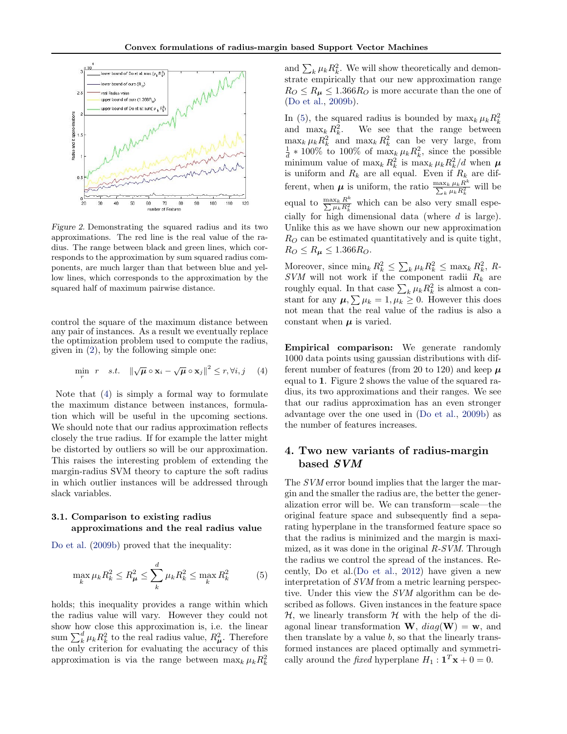Figure 2. Demonstrating the squared radius and its two approximations. The red line is the real value of the radius. The range between black and green lines, which corresponds to the approximation by sum squared radius components, are much larger than that between blue and yellow lines, which corresponds to the approximation by the squared half of maximum pairwise distance.

control the square of the maximum distance between any pair of instances. As a result we eventually replace the optimization problem used to compute the radius, given in (2), by the following simple one:

$$\min_{r} \quad r \quad s.t. \quad \|\sqrt{\boldsymbol{\mu}} \circ \mathbf{x}_i - \sqrt{\boldsymbol{\mu}} \circ \mathbf{x}_j\|^2 \leq r, \forall i, j \tag{4}$$

Note that (4) is simply a formal way to formulate the maximum distance between instances, formulation which will be useful in the upcoming sections. We should note that our radius approximation reflects closely the true radius. If for example the latter might be distorted by outliers so will be our approximation. This raises the interesting problem of extending the margin-radius SVM theory to capture the soft radius in which outlier instances will be addressed through slack variables.

### 3.1. Comparison to existing radius approximations and the real radius value

Do et al. (2009b) proved that the inequality:

$$\max_k \mu_k R_k^2 \leq R_{\boldsymbol{\mu}}^2 \leq \sum_k^d \mu_k R_k^2 \leq \max_k R_k^2 \tag{5}$$

holds; this inequality provides a range within which the radius value will vary. However they could not show how close this approximation is, i.e. the linear sum $\sum_k^d \mu_k R_k^2$ to the real radius value, $R_{\boldsymbol{\mu}}^2$. Therefore the only criterion for evaluating the accuracy of this approximation is via the range between $\max_k \mu_k R_k^2$ and $\sum_k \mu_k R_k^2$. We will show theoretically and demonstrate empirically that our new approximation range $R_O \leq R_{\boldsymbol{\mu}} \leq 1.366 R_O$ is more accurate than the one of (Do et al., 2009b).

In (5), the squared radius is bounded by $\max_k \mu_k R_k^2$ and $\max_k R_k^2$. We see that the range between $\max_k \mu_k R_k^2$ and $\max_k R_k^2$ can be very large, from $\frac{1}{d} * 100\%$ to $100\%$ of $\max_k \mu_k R_k^2$, since the possible minimum value of $\max_k R_k^2$ is $\max_k \mu_k R_k^2/d$ when $\boldsymbol{\mu}$ is uniform and $R_k$ are all equal. Even if $R_k$ are different, when $\boldsymbol{\mu}$ is uniform, the ratio $\frac{\max_k \mu_k R^k}{\sum_k \mu_k R_k^2}$ will be equal to $\frac{\max_k R^k}{\sum \mu_k R_k^2}$ which can be also very small especially for high dimensional data (where $d$ is large). Unlike this as we have shown our new approximation $R_O$ can be estimated quantitatively and is quite tight, $R_O \leq R_{\boldsymbol{\mu}} \leq 1.366 R_O$.

Moreover, since $\min_k R_k^2 \leq \sum_k \mu_k R_k^2 \leq \max_k R_k^2$, *R-SVM* will not work if the component radii $R_k$ are roughly equal. In that case $\sum_k \mu_k R_k^2$ is almost a constant for any $\boldsymbol{\mu}, \sum \mu_k = 1, \mu_k \geq 0$. However this does not mean that the real value of the radius is also a constant when $\boldsymbol{\mu}$ is varied.

**Empirical comparison:** We generate randomly 1000 data points using gaussian distributions with different number of features (from 20 to 120) and keep $\boldsymbol{\mu}$ equal to $\mathbf{1}$. Figure 2 shows the value of the squared radius, its two approximations and their ranges. We see that our radius approximation has an even stronger advantage over the one used in (Do et al., 2009b) as the number of features increases.

## 4. Two new variants of radius-margin based *SVM*

The *SVM* error bound implies that the larger the margin and the smaller the radius are, the better the generalization error will be. We can transform—scale—the original feature space and subsequently find a separating hyperplane in the transformed feature space so that the radius is minimized and the margin is maximized, as it was done in the original *R-SVM*. Through the radius we control the spread of the instances. Recently, Do et al.(Do et al., 2012) have given a new interpretation of *SVM* from a metric learning perspective. Under this view the *SVM* algorithm can be described as follows. Given instances in the feature space $\mathcal{H}$, we linearly transform $\mathcal{H}$ with the help of the diagonal linear transformation $\mathbf{W}$, $diag(\mathbf{W}) = \mathbf{w}$, and then translate by a value $b$, so that the linearly transformed instances are placed optimally and symmetrically around the *fixed* hyperplane $H_1 : \mathbf{1}^T\mathbf{x} + 0 = 0$.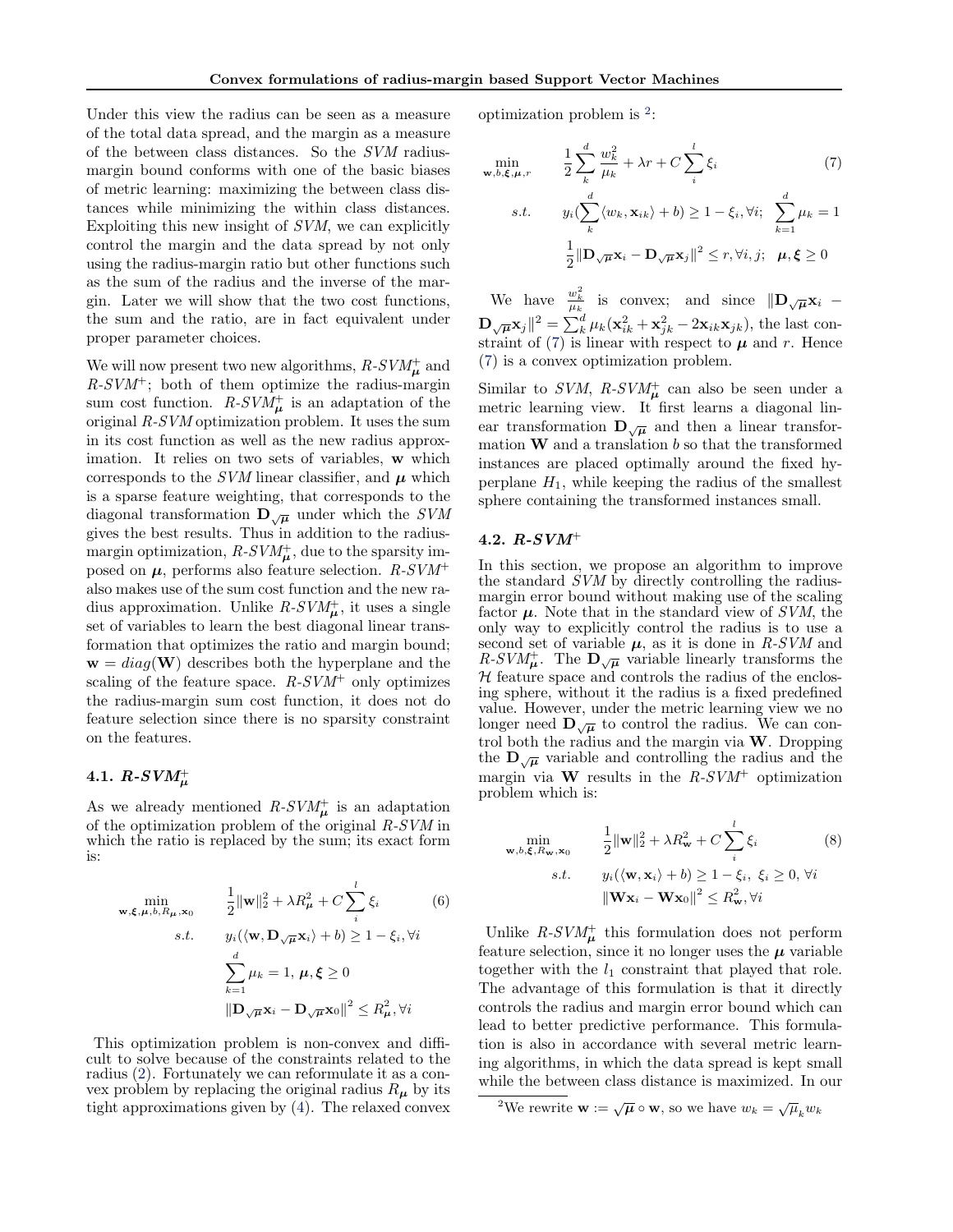Under this view the radius can be seen as a measure of the total data spread, and the margin as a measure of the between class distances. So the *SVM* radius-margin bound conforms with one of the basic biases of metric learning: maximizing the between class distances while minimizing the within class distances. Exploiting this new insight of *SVM*, we can explicitly control the margin and the data spread by not only using the radius-margin ratio but other functions such as the sum of the radius and the inverse of the margin. Later we will show that the two cost functions, the sum and the ratio, are in fact equivalent under proper parameter choices.

We will now present two new algorithms, $R\text{-}SVM^+_{\boldsymbol{\mu}}$ and $R\text{-}SVM^+$; both of them optimize the radius-margin sum cost function. $R\text{-}SVM^+_{\boldsymbol{\mu}}$ is an adaptation of the original *R-SVM* optimization problem. It uses the sum in its cost function as well as the new radius approximation. It relies on two sets of variables, $\mathbf{w}$ which corresponds to the *SVM* linear classifier, and $\boldsymbol{\mu}$ which is a sparse feature weighting, that corresponds to the diagonal transformation $\mathbf{D}_{\sqrt{\boldsymbol{\mu}}}$ under which the *SVM* gives the best results. Thus in addition to the radius-margin optimization, $R\text{-}SVM^+_{\boldsymbol{\mu}}$, due to the sparsity imposed on $\boldsymbol{\mu}$, performs also feature selection. $R\text{-}SVM^+$ also makes use of the sum cost function and the new radius approximation. Unlike $R\text{-}SVM^+_{\boldsymbol{\mu}}$, it uses a single set of variables to learn the best diagonal linear transformation that optimizes the ratio and margin bound; $\mathbf{w} = diag(\mathbf{W})$ describes both the hyperplane and the scaling of the feature space. $R\text{-}SVM^+$ only optimizes the radius-margin sum cost function, it does not do feature selection since there is no sparsity constraint on the features.

### 4.1. $R\text{-}SVM^+_{\boldsymbol{\mu}}$

As we already mentioned $R\text{-}SVM^+_{\boldsymbol{\mu}}$ is an adaptation of the optimization problem of the original *R-SVM* in which the ratio is replaced by the sum; its exact form is:

$$\begin{aligned}
\min_{\mathbf{w},\boldsymbol{\xi},\boldsymbol{\mu},b,R_{\boldsymbol{\mu}},\mathbf{x}_0} \quad & \frac{1}{2}\|\mathbf{w}\|_2^2 + \lambda R_{\boldsymbol{\mu}}^2 + C\sum_i^l \xi_i \qquad (6)\\
s.t. \quad & y_i(\langle \mathbf{w}, \mathbf{D}_{\sqrt{\boldsymbol{\mu}}}\mathbf{x}_i\rangle + b) \geq 1 - \xi_i, \forall i\\
& \sum_{k=1}^d \mu_k = 1,\ \boldsymbol{\mu}, \boldsymbol{\xi} \geq 0\\
& \|\mathbf{D}_{\sqrt{\boldsymbol{\mu}}}\mathbf{x}_i - \mathbf{D}_{\sqrt{\boldsymbol{\mu}}}\mathbf{x}_0\|^2 \leq R_{\boldsymbol{\mu}}^2, \forall i
\end{aligned}$$

This optimization problem is non-convex and difficult to solve because of the constraints related to the radius (2). Fortunately we can reformulate it as a convex problem by replacing the original radius $R_{\boldsymbol{\mu}}$ by its tight approximations given by (4). The relaxed convex optimization problem is [2]:

$$\begin{aligned}
\min_{\mathbf{w},b,\boldsymbol{\xi},\boldsymbol{\mu},r} \quad & \frac{1}{2}\sum_k^d \frac{w_k^2}{\mu_k} + \lambda r + C\sum_i^l \xi_i \qquad (7)\\
s.t. \quad & y_i(\sum_k^d \langle w_k, \mathbf{x}_{ik}\rangle + b) \geq 1 - \xi_i, \forall i;\ \ \sum_{k=1}^d \mu_k = 1\\
& \frac{1}{2}\|\mathbf{D}_{\sqrt{\boldsymbol{\mu}}}\mathbf{x}_i - \mathbf{D}_{\sqrt{\boldsymbol{\mu}}}\mathbf{x}_j\|^2 \leq r, \forall i,j;\ \ \boldsymbol{\mu}, \boldsymbol{\xi} \geq 0
\end{aligned}$$

We have $\frac{w_k^2}{\mu_k}$ is convex; and since $\|\mathbf{D}_{\sqrt{\boldsymbol{\mu}}}\mathbf{x}_i - \mathbf{D}_{\sqrt{\boldsymbol{\mu}}}\mathbf{x}_j\|^2 = \sum_k^d \mu_k(\mathbf{x}_{ik}^2 + \mathbf{x}_{jk}^2 - 2\mathbf{x}_{ik}\mathbf{x}_{jk})$, the last constraint of (7) is linear with respect to $\boldsymbol{\mu}$ and $r$. Hence (7) is a convex optimization problem.

Similar to *SVM*, $R\text{-}SVM^+_{\boldsymbol{\mu}}$ can also be seen under a metric learning view. It first learns a diagonal linear transformation $\mathbf{D}_{\sqrt{\boldsymbol{\mu}}}$ and then a linear transformation $\mathbf{W}$ and a translation $b$ so that the transformed instances are placed optimally around the fixed hyperplane $H_1$, while keeping the radius of the smallest sphere containing the transformed instances small.

### 4.2. $R\text{-}SVM^+$

In this section, we propose an algorithm to improve the standard *SVM* by directly controlling the radius-margin error bound without making use of the scaling factor $\boldsymbol{\mu}$. Note that in the standard view of *SVM*, the only way to explicitly control the radius is to use a second set of variable $\boldsymbol{\mu}$, as it is done in *R-SVM* and $R\text{-}SVM^+_{\boldsymbol{\mu}}$. The $\mathbf{D}_{\sqrt{\boldsymbol{\mu}}}$ variable linearly transforms the $\mathcal{H}$ feature space and controls the radius of the enclosing sphere, without it the radius is a fixed predefined value. However, under the metric learning view we no longer need $\mathbf{D}_{\sqrt{\boldsymbol{\mu}}}$ to control the radius. We can control both the radius and the margin via $\mathbf{W}$. Dropping the $\mathbf{D}_{\sqrt{\boldsymbol{\mu}}}$ variable and controlling the radius and the margin via $\mathbf{W}$ results in the $R\text{-}SVM^+$ optimization problem which is:

$$\begin{aligned}
\min_{\mathbf{w},b,\boldsymbol{\xi},R_{\mathbf{w}},\mathbf{x}_0} \quad & \frac{1}{2}\|\mathbf{w}\|_2^2 + \lambda R_{\mathbf{w}}^2 + C\sum_i^l \xi_i \qquad (8)\\
s.t. \quad & y_i(\langle \mathbf{w}, \mathbf{x}_i\rangle + b) \geq 1 - \xi_i,\ \xi_i \geq 0, \forall i\\
& \|\mathbf{W}\mathbf{x}_i - \mathbf{W}\mathbf{x}_0\|^2 \leq R_{\mathbf{w}}^2, \forall i
\end{aligned}$$

Unlike $R\text{-}SVM^+_{\boldsymbol{\mu}}$ this formulation does not perform feature selection, since it no longer uses the $\boldsymbol{\mu}$ variable together with the $l_1$ constraint that played that role. The advantage of this formulation is that it directly controls the radius and margin error bound which can lead to better predictive performance. This formulation is also in accordance with several metric learning algorithms, in which the data spread is kept small while the between class distance is maximized. In our

[2] We rewrite $\mathbf{w} := \sqrt{\boldsymbol{\mu}} \circ \mathbf{w}$, so we have $w_k = \sqrt{\mu}_k w_k$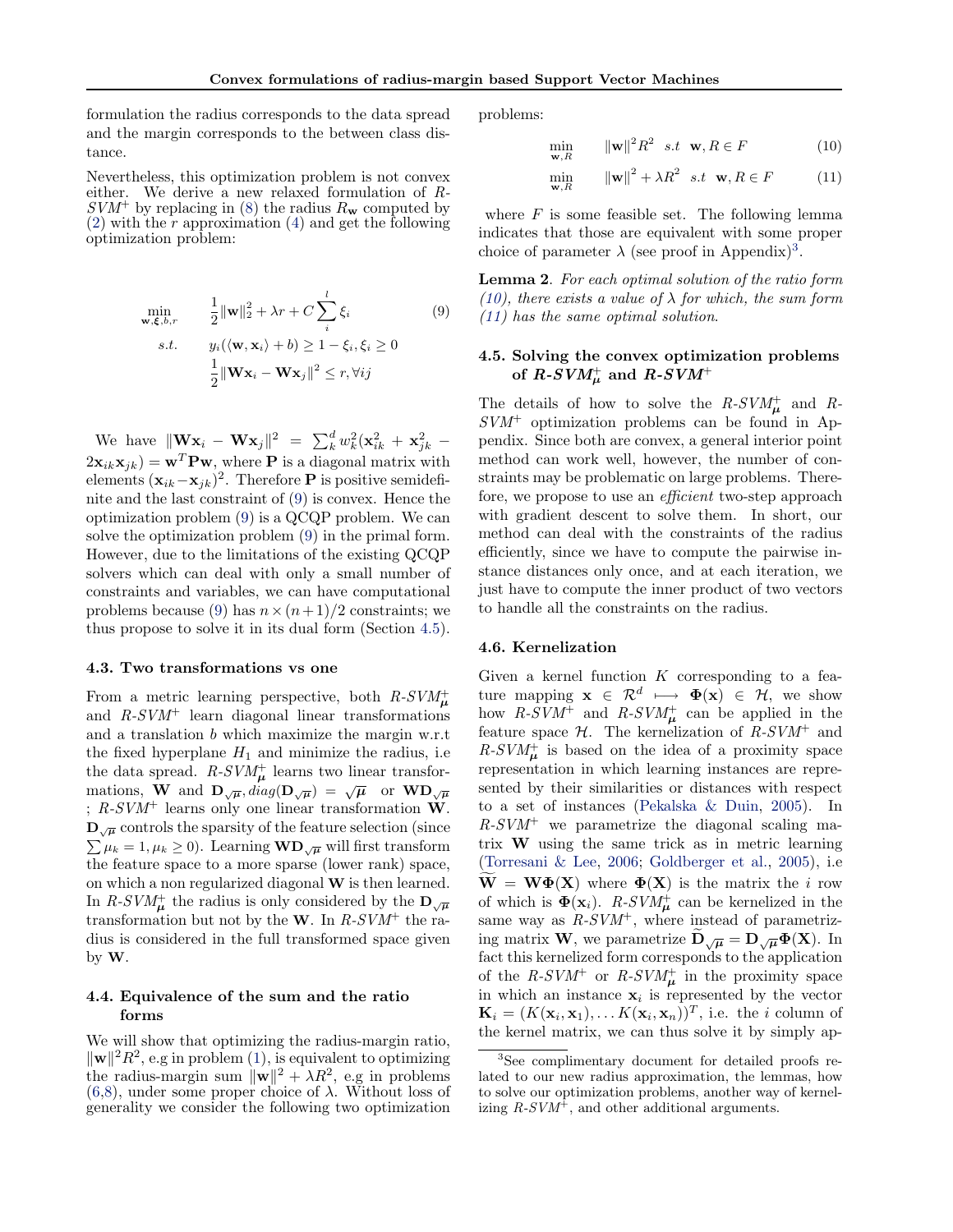formulation the radius corresponds to the data spread and the margin corresponds to the between class distance.

Nevertheless, this optimization problem is not convex either. We derive a new relaxed formulation of *R-SVM*$^+$ by replacing in (8) the radius $R_{\mathbf{w}}$ computed by (2) with the $r$ approximation (4) and get the following optimization problem:

$$
\begin{aligned}
\min_{\mathbf{w},\boldsymbol{\xi},b,r} \quad & \frac{1}{2}\|\mathbf{w}\|_2^2 + \lambda r + C\sum_i^l \xi_i \qquad (9)\\
s.t. \quad & y_i(\langle \mathbf{w}, \mathbf{x}_i\rangle + b) \geq 1 - \xi_i, \xi_i \geq 0\\
& \frac{1}{2}\|\mathbf{W}\mathbf{x}_i - \mathbf{W}\mathbf{x}_j\|^2 \leq r, \forall ij
\end{aligned}
$$

We have $\|\mathbf{W}\mathbf{x}_i - \mathbf{W}\mathbf{x}_j\|^2 = \sum_k^d w_k^2(\mathbf{x}_{ik}^2 + \mathbf{x}_{jk}^2 - 2\mathbf{x}_{ik}\mathbf{x}_{jk}) = \mathbf{w}^T\mathbf{P}\mathbf{w}$, where $\mathbf{P}$ is a diagonal matrix with elements $(\mathbf{x}_{ik}-\mathbf{x}_{jk})^2$. Therefore $\mathbf{P}$ is positive semidefinite and the last constraint of (9) is convex. Hence the optimization problem (9) is a QCQP problem. We can solve the optimization problem (9) in the primal form. However, due to the limitations of the existing QCQP solvers which can deal with only a small number of constraints and variables, we can have computational problems because (9) has $n \times (n+1)/2$ constraints; we thus propose to solve it in its dual form (Section 4.5).

### 4.3. Two transformations vs one

From a metric learning perspective, both *R-SVM*$^+_{\boldsymbol{\mu}}$ and *R-SVM*$^+$ learn diagonal linear transformations and a translation $b$ which maximize the margin w.r.t the fixed hyperplane $H_1$ and minimize the radius, i.e the data spread. *R-SVM*$^+_{\boldsymbol{\mu}}$ learns two linear transformations, $\mathbf{W}$ and $\mathbf{D}_{\sqrt{\boldsymbol{\mu}}}, diag(\mathbf{D}_{\sqrt{\boldsymbol{\mu}}}) = \sqrt{\boldsymbol{\mu}}$ or $\mathbf{W}\mathbf{D}_{\sqrt{\boldsymbol{\mu}}}$ ; *R-SVM*$^+$ learns only one linear transformation $\mathbf{W}$. $\mathbf{D}_{\sqrt{\boldsymbol{\mu}}}$ controls the sparsity of the feature selection (since $\sum \mu_k = 1, \mu_k \geq 0$). Learning $\mathbf{W}\mathbf{D}_{\sqrt{\boldsymbol{\mu}}}$ will first transform the feature space to a more sparse (lower rank) space, on which a non regularized diagonal $\mathbf{W}$ is then learned. In *R-SVM*$^+_{\boldsymbol{\mu}}$ the radius is only considered by the $\mathbf{D}_{\sqrt{\boldsymbol{\mu}}}$ transformation but not by the $\mathbf{W}$. In *R-SVM*$^+$ the radius is considered in the full transformed space given by $\mathbf{W}$.

### 4.4. Equivalence of the sum and the ratio forms

We will show that optimizing the radius-margin ratio, $\|\mathbf{w}\|^2R^2$, e.g in problem (1), is equivalent to optimizing the radius-margin sum $\|\mathbf{w}\|^2 + \lambda R^2$, e.g in problems (6,8), under some proper choice of $\lambda$. Without loss of generality we consider the following two optimization problems:

$$
\min_{\mathbf{w},R} \quad \|\mathbf{w}\|^2R^2 \quad s.t \;\; \mathbf{w}, R \in F \qquad (10)
$$

$$
\min_{\mathbf{w},R} \quad \|\mathbf{w}\|^2 + \lambda R^2 \quad s.t \;\; \mathbf{w}, R \in F \qquad (11)
$$

where $F$ is some feasible set. The following lemma indicates that those are equivalent with some proper choice of parameter $\lambda$ (see proof in Appendix)[3].

**Lemma 2**. *For each optimal solution of the ratio form (10), there exists a value of $\lambda$ for which, the sum form (11) has the same optimal solution.*

### 4.5. Solving the convex optimization problems of *R-SVM*$^+_{\boldsymbol{\mu}}$ and *R-SVM*$^+$

The details of how to solve the *R-SVM*$^+_{\boldsymbol{\mu}}$ and *R-SVM*$^+$ optimization problems can be found in Appendix. Since both are convex, a general interior point method can work well, however, the number of constraints may be problematic on large problems. Therefore, we propose to use an *efficient* two-step approach with gradient descent to solve them. In short, our method can deal with the constraints of the radius efficiently, since we have to compute the pairwise instance distances only once, and at each iteration, we just have to compute the inner product of two vectors to handle all the constraints on the radius.

### 4.6. Kernelization

Given a kernel function $K$ corresponding to a feature mapping $\mathbf{x} \in \mathcal{R}^d \longmapsto \boldsymbol{\Phi}(\mathbf{x}) \in \mathcal{H}$, we show how *R-SVM*$^+$ and *R-SVM*$^+_{\boldsymbol{\mu}}$ can be applied in the feature space $\mathcal{H}$. The kernelization of *R-SVM*$^+$ and *R-SVM*$^+_{\boldsymbol{\mu}}$ is based on the idea of a proximity space representation in which learning instances are represented by their similarities or distances with respect to a set of instances (Pekalska & Duin, 2005). In *R-SVM*$^+$ we parametrize the diagonal scaling matrix $\mathbf{W}$ using the same trick as in metric learning (Torresani & Lee, 2006; Goldberger et al., 2005), i.e $\widetilde{\mathbf{W}} = \mathbf{W}\boldsymbol{\Phi}(\mathbf{X})$ where $\boldsymbol{\Phi}(\mathbf{X})$ is the matrix the $i$ row of which is $\boldsymbol{\Phi}(\mathbf{x}_i)$. *R-SVM*$^+_{\boldsymbol{\mu}}$ can be kernelized in the same way as *R-SVM*$^+$, where instead of parametrizing matrix $\mathbf{W}$, we parametrize $\widetilde{\mathbf{D}}_{\sqrt{\boldsymbol{\mu}}} = \mathbf{D}_{\sqrt{\boldsymbol{\mu}}}\boldsymbol{\Phi}(\mathbf{X})$. In fact this kernelized form corresponds to the application of the *R-SVM*$^+$ or *R-SVM*$^+_{\boldsymbol{\mu}}$ in the proximity space in which an instance $\mathbf{x}_i$ is represented by the vector $\mathbf{K}_i = (K(\mathbf{x}_i, \mathbf{x}_1), \ldots K(\mathbf{x}_i, \mathbf{x}_n))^T$, i.e. the $i$ column of the kernel matrix, we can thus solve it by simply ap-

[3] See complimentary document for detailed proofs related to our new radius approximation, the lemmas, how to solve our optimization problems, another way of kernelizing *R-SVM*$^+$, and other additional arguments.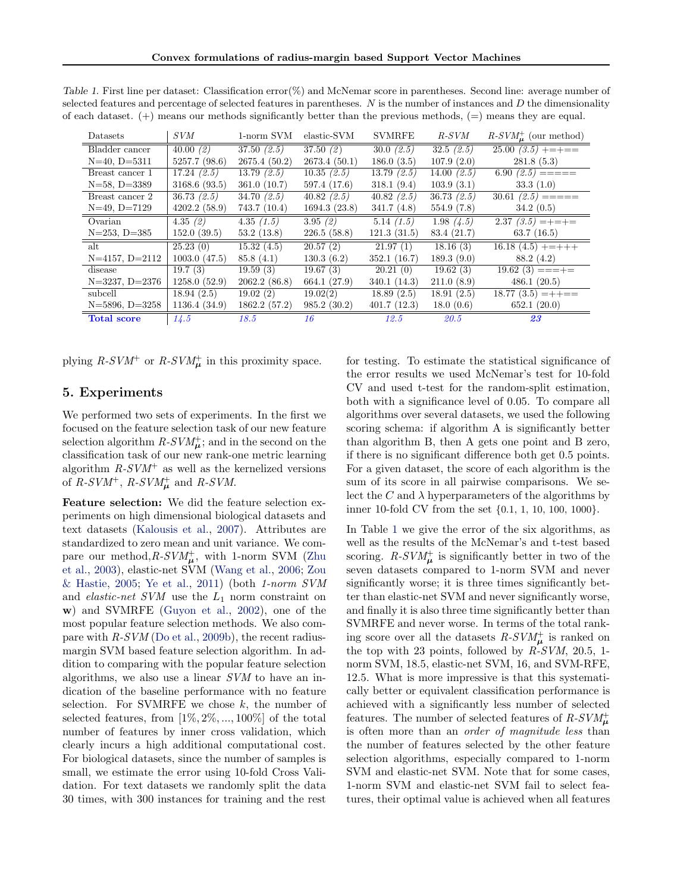Table 1. First line per dataset: Classification error(%) and McNemar score in parentheses. Second line: average number of selected features and percentage of selected features in parentheses. $N$ is the number of instances and $D$ the dimensionality of each dataset. (+) means our methods significantly better than the previous methods, (=) means they are equal.

| Datasets | *SVM* | 1-norm SVM | elastic-SVM | SVMRFE | *R-SVM* | $R\text{-}SVM_{\boldsymbol{\mu}}^{+}$ (our method) |
|---|---|---|---|---|---|---|
| Bladder cancer | 40.00 *(2)* | 37.50 *(2.5)* | 37.50 *(2)* | 30.0 *(2.5)* | 32.5 *(2.5)* | 25.00 *(3.5)* +=+== |
| N=40, D=5311 | 5257.7 (98.6) | 2675.4 (50.2) | 2673.4 (50.1) | 186.0 (3.5) | 107.9 (2.0) | 281.8 (5.3) |
| Breast cancer 1 | 17.24 *(2.5)* | 13.79 *(2.5)* | 10.35 *(2.5)* | 13.79 *(2.5)* | 14.00 *(2.5)* | 6.90 *(2.5)* ===== |
| N=58, D=3389 | 3168.6 (93.5) | 361.0 (10.7) | 597.4 (17.6) | 318.1 (9.4) | 103.9 (3.1) | 33.3 (1.0) |
| Breast cancer 2 | 36.73 *(2.5)* | 34.70 *(2.5)* | 40.82 *(2.5)* | 40.82 *(2.5)* | 36.73 *(2.5)* | 30.61 *(2.5)* ===== |
| N=49, D=7129 | 4202.2 (58.9) | 743.7 (10.4) | 1694.3 (23.8) | 341.7 (4.8) | 554.9 (7.8) | 34.2 (0.5) |
| Ovarian | 4.35 *(2)* | 4.35 *(1.5)* | 3.95 *(2)* | 5.14 *(1.5)* | 1.98 *(4.5)* | 2.37 *(3.5)* =+=+= |
| N=253, D=385 | 152.0 (39.5) | 53.2 (13.8) | 226.5 (58.8) | 121.3 (31.5) | 83.4 (21.7) | 63.7 (16.5) |
| alt | 25.23 (0) | 15.32 (4.5) | 20.57 (2) | 21.97 (1) | 18.16 (3) | 16.18 (4.5) +=+++ |
| N=4157, D=2112 | 1003.0 (47.5) | 85.8 (4.1) | 130.3 (6.2) | 352.1 (16.7) | 189.3 (9.0) | 88.2 (4.2) |
| disease | 19.7 (3) | 19.59 (3) | 19.67 (3) | 20.21 (0) | 19.62 (3) | 19.62 (3) ===+= |
| N=3237, D=2376 | 1258.0 (52.9) | 2062.2 (86.8) | 664.1 (27.9) | 340.1 (14.3) | 211.0 (8.9) | 486.1 (20.5) |
| subcell | 18.94 (2.5) | 19.02 (2) | 19.02(2) | 18.89 (2.5) | 18.91 (2.5) | 18.77 (3.5) =++== |
| N=5896, D=3258 | 1136.4 (34.9) | 1862.2 (57.2) | 985.2 (30.2) | 401.7 (12.3) | 18.0 (0.6) | 652.1 (20.0) |
| **Total score** | *14.5* | *18.5* | *16* | *12.5* | *20.5* | ***23*** |

plying $R\text{-}SVM^{+}$ or $R\text{-}SVM_{\boldsymbol{\mu}}^{+}$ in this proximity space.

## 5. Experiments

We performed two sets of experiments. In the first we focused on the feature selection task of our new feature selection algorithm $R\text{-}SVM_{\boldsymbol{\mu}}^{+}$; and in the second on the classification task of our new rank-one metric learning algorithm $R\text{-}SVM^{+}$ as well as the kernelized versions of $R\text{-}SVM^{+}$, $R\text{-}SVM_{\boldsymbol{\mu}}^{+}$ and *R-SVM*.

**Feature selection:** We did the feature selection experiments on high dimensional biological datasets and text datasets (Kalousis et al., 2007). Attributes are standardized to zero mean and unit variance. We compare our method, $R\text{-}SVM_{\boldsymbol{\mu}}^{+}$, with 1-norm SVM (Zhu et al., 2003), elastic-net SVM (Wang et al., 2006; Zou & Hastie, 2005; Ye et al., 2011) (both *1-norm SVM* and *elastic-net SVM* use the $L_1$ norm constraint on $\mathbf{w}$) and SVMRFE (Guyon et al., 2002), one of the most popular feature selection methods. We also compare with *R-SVM* (Do et al., 2009b), the recent radius-margin SVM based feature selection algorithm. In addition to comparing with the popular feature selection algorithms, we also use a linear *SVM* to have an indication of the baseline performance with no feature selection. For SVMRFE we chose $k$, the number of selected features, from $[1\%, 2\%, ..., 100\%]$ of the total number of features by inner cross validation, which clearly incurs a high additional computational cost. For biological datasets, since the number of samples is small, we estimate the error using 10-fold Cross Validation. For text datasets we randomly split the data 30 times, with 300 instances for training and the rest for testing. To estimate the statistical significance of the error results we used McNemar's test for 10-fold CV and used t-test for the random-split estimation, both with a significance level of 0.05. To compare all algorithms over several datasets, we used the following scoring schema: if algorithm A is significantly better than algorithm B, then A gets one point and B zero, if there is no significant difference both get 0.5 points. For a given dataset, the score of each algorithm is the sum of its score in all pairwise comparisons. We select the $C$ and $\lambda$ hyperparameters of the algorithms by inner 10-fold CV from the set $\{0.1, 1, 10, 100, 1000\}$.

In Table 1 we give the error of the six algorithms, as well as the results of the McNemar's and t-test based scoring. $R\text{-}SVM_{\boldsymbol{\mu}}^{+}$ is significantly better in two of the seven datasets compared to 1-norm SVM and never significantly worse; it is three times significantly better than elastic-net SVM and never significantly worse, and finally it is also three time significantly better than SVMRFE and never worse. In terms of the total ranking score over all the datasets $R\text{-}SVM_{\boldsymbol{\mu}}^{+}$ is ranked on the top with 23 points, followed by *R-SVM*, 20.5, 1-norm SVM, 18.5, elastic-net SVM, 16, and SVM-RFE, 12.5. What is more impressive is that this systematically better or equivalent classification performance is achieved with a significantly less number of selected features. The number of selected features of $R\text{-}SVM_{\boldsymbol{\mu}}^{+}$ is often more than an *order of magnitude less* than the number of features selected by the other feature selection algorithms, especially compared to 1-norm SVM and elastic-net SVM. Note that for some cases, 1-norm SVM and elastic-net SVM fail to select features, their optimal value is achieved when all features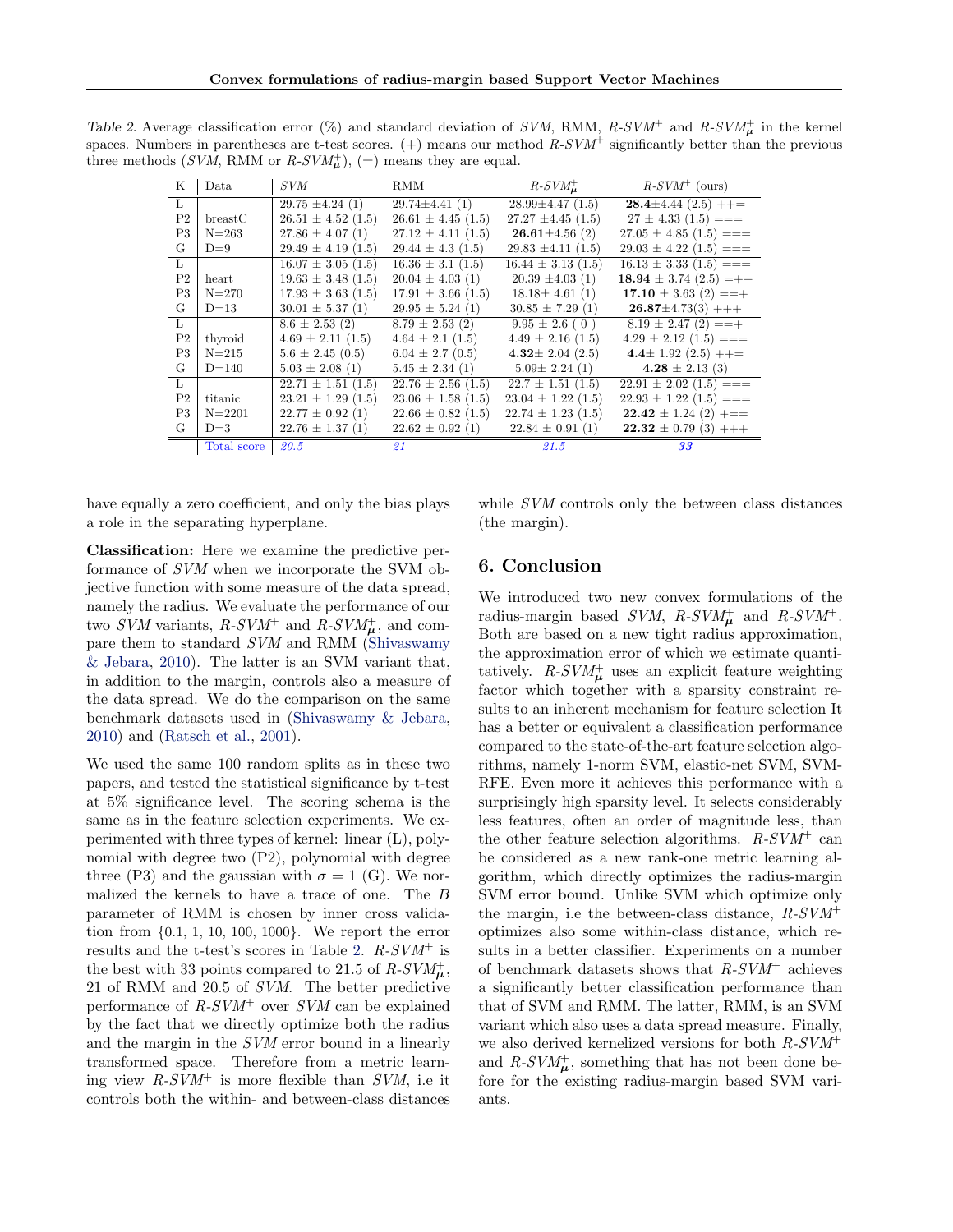Table 2. Average classification error (%) and standard deviation of *SVM*, RMM, *R-SVM*$^+$ and *R-SVM*$_{\mu}^+$ in the kernel spaces. Numbers in parentheses are t-test scores. (+) means our method *R-SVM*$^+$ significantly better than the previous three methods (*SVM*, RMM or *R-SVM*$_{\mu}^+$), (=) means they are equal.

| K | Data | *SVM* | RMM | *R-SVM*$_{\mu}^+$ | *R-SVM*$^+$ (ours) |
|---|---|---|---|---|---|
| L | | 29.75 ±4.24 (1) | 29.74±4.41 (1) | 28.99±4.47 (1.5) | **28.4**±4.44 (2.5) ++= |
| P2 | breastC | 26.51 ± 4.52 (1.5) | 26.61 ± 4.45 (1.5) | 27.27 ±4.45 (1.5) | 27 ± 4.33 (1.5) === |
| P3 | N=263 | 27.86 ± 4.07 (1) | 27.12 ± 4.11 (1.5) | **26.61**±4.56 (2) | 27.05 ± 4.85 (1.5) === |
| G | D=9 | 29.49 ± 4.19 (1.5) | 29.44 ± 4.3 (1.5) | 29.83 ±4.11 (1.5) | 29.03 ± 4.22 (1.5) === |
| L | | 16.07 ± 3.05 (1.5) | 16.36 ± 3.1 (1.5) | 16.44 ± 3.13 (1.5) | 16.13 ± 3.33 (1.5) === |
| P2 | heart | 19.63 ± 3.48 (1.5) | 20.04 ± 4.03 (1) | 20.39 ±4.03 (1) | **18.94** ± 3.74 (2.5) =++ |
| P3 | N=270 | 17.93 ± 3.63 (1.5) | 17.91 ± 3.66 (1.5) | 18.18± 4.61 (1) | **17.10** ± 3.63 (2) ==+ |
| G | D=13 | 30.01 ± 5.37 (1) | 29.95 ± 5.24 (1) | 30.85 ± 7.29 (1) | **26.87**±4.73(3) +++ |
| L | | 8.6 ± 2.53 (2) | 8.79 ± 2.53 (2) | 9.95 ± 2.6 ( 0 ) | 8.19 ± 2.47 (2) ==+ |
| P2 | thyroid | 4.69 ± 2.11 (1.5) | 4.64 ± 2.1 (1.5) | 4.49 ± 2.16 (1.5) | 4.29 ± 2.12 (1.5) === |
| P3 | N=215 | 5.6 ± 2.45 (0.5) | 6.04 ± 2.7 (0.5) | **4.32**± 2.04 (2.5) | **4.4**± 1.92 (2.5) ++= |
| G | D=140 | 5.03 ± 2.08 (1) | 5.45 ± 2.34 (1) | 5.09± 2.24 (1) | **4.28** ± 2.13 (3) |
| L | | 22.71 ± 1.51 (1.5) | 22.76 ± 2.56 (1.5) | 22.7 ± 1.51 (1.5) | 22.91 ± 2.02 (1.5) === |
| P2 | titanic | 23.21 ± 1.29 (1.5) | 23.06 ± 1.58 (1.5) | 23.04 ± 1.22 (1.5) | 22.93 ± 1.22 (1.5) === |
| P3 | N=2201 | 22.77 ± 0.92 (1) | 22.66 ± 0.82 (1.5) | 22.74 ± 1.23 (1.5) | **22.42** ± 1.24 (2) +== |
| G | D=3 | 22.76 ± 1.37 (1) | 22.62 ± 0.92 (1) | 22.84 ± 0.91 (1) | **22.32** ± 0.79 (3) +++ |
| | Total score | *20.5* | *21* | *21.5* | ***33*** |

have equally a zero coefficient, and only the bias plays a role in the separating hyperplane.

**Classification:** Here we examine the predictive performance of *SVM* when we incorporate the SVM objective function with some measure of the data spread, namely the radius. We evaluate the performance of our two *SVM* variants, *R-SVM*$^+$ and *R-SVM*$_{\mu}^+$, and compare them to standard *SVM* and RMM (Shivaswamy & Jebara, 2010). The latter is an SVM variant that, in addition to the margin, controls also a measure of the data spread. We do the comparison on the same benchmark datasets used in (Shivaswamy & Jebara, 2010) and (Ratsch et al., 2001).

We used the same 100 random splits as in these two papers, and tested the statistical significance by t-test at 5% significance level. The scoring schema is the same as in the feature selection experiments. We experimented with three types of kernel: linear (L), polynomial with degree two (P2), polynomial with degree three (P3) and the gaussian with $\sigma = 1$ (G). We normalized the kernels to have a trace of one. The $B$ parameter of RMM is chosen by inner cross validation from {0.1, 1, 10, 100, 1000}. We report the error results and the t-test's scores in Table 2. *R-SVM*$^+$ is the best with 33 points compared to 21.5 of *R-SVM*$_{\mu}^+$, 21 of RMM and 20.5 of *SVM*. The better predictive performance of *R-SVM*$^+$ over *SVM* can be explained by the fact that we directly optimize both the radius and the margin in the *SVM* error bound in a linearly transformed space. Therefore from a metric learning view *R-SVM*$^+$ is more flexible than *SVM*, i.e it controls both the within- and between-class distances while *SVM* controls only the between class distances (the margin).

## 6. Conclusion

We introduced two new convex formulations of the radius-margin based *SVM*, *R-SVM*$_{\mu}^+$ and *R-SVM*$^+$. Both are based on a new tight radius approximation, the approximation error of which we estimate quantitatively. *R-SVM*$_{\mu}^+$ uses an explicit feature weighting factor which together with a sparsity constraint results to an inherent mechanism for feature selection It has a better or equivalent a classification performance compared to the state-of-the-art feature selection algorithms, namely 1-norm SVM, elastic-net SVM, SVM-RFE. Even more it achieves this performance with a surprisingly high sparsity level. It selects considerably less features, often an order of magnitude less, than the other feature selection algorithms. *R-SVM*$^+$ can be considered as a new rank-one metric learning algorithm, which directly optimizes the radius-margin SVM error bound. Unlike SVM which optimize only the margin, i.e the between-class distance, *R-SVM*$^+$ optimizes also some within-class distance, which results in a better classifier. Experiments on a number of benchmark datasets shows that *R-SVM*$^+$ achieves a significantly better classification performance than that of SVM and RMM. The latter, RMM, is an SVM variant which also uses a data spread measure. Finally, we also derived kernelized versions for both *R-SVM*$^+$ and *R-SVM*$_{\mu}^+$, something that has not been done before for the existing radius-margin based SVM variants.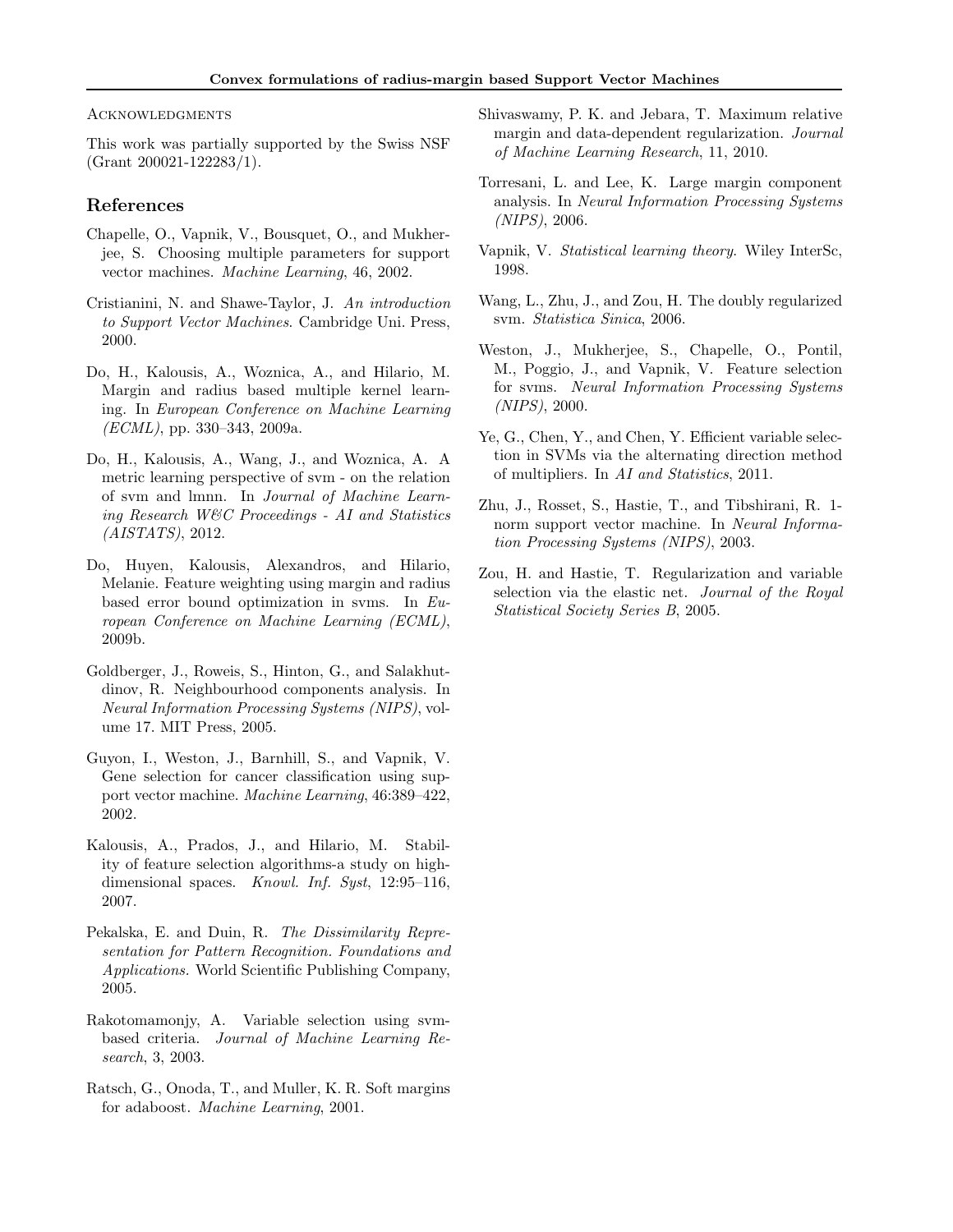Acknowledgments

This work was partially supported by the Swiss NSF (Grant 200021-122283/1).

## References

Chapelle, O., Vapnik, V., Bousquet, O., and Mukherjee, S. Choosing multiple parameters for support vector machines. *Machine Learning*, 46, 2002.

Cristianini, N. and Shawe-Taylor, J. *An introduction to Support Vector Machines*. Cambridge Uni. Press, 2000.

Do, H., Kalousis, A., Woznica, A., and Hilario, M. Margin and radius based multiple kernel learning. In *European Conference on Machine Learning (ECML)*, pp. 330–343, 2009a.

Do, H., Kalousis, A., Wang, J., and Woznica, A. A metric learning perspective of svm - on the relation of svm and lmnn. In *Journal of Machine Learning Research W&C Proceedings - AI and Statistics (AISTATS)*, 2012.

Do, Huyen, Kalousis, Alexandros, and Hilario, Melanie. Feature weighting using margin and radius based error bound optimization in svms. In *European Conference on Machine Learning (ECML)*, 2009b.

Goldberger, J., Roweis, S., Hinton, G., and Salakhutdinov, R. Neighbourhood components analysis. In *Neural Information Processing Systems (NIPS)*, volume 17. MIT Press, 2005.

Guyon, I., Weston, J., Barnhill, S., and Vapnik, V. Gene selection for cancer classification using support vector machine. *Machine Learning*, 46:389–422, 2002.

Kalousis, A., Prados, J., and Hilario, M. Stability of feature selection algorithms-a study on high-dimensional spaces. *Knowl. Inf. Syst*, 12:95–116, 2007.

Pekalska, E. and Duin, R. *The Dissimilarity Representation for Pattern Recognition. Foundations and Applications*. World Scientific Publishing Company, 2005.

Rakotomamonjy, A. Variable selection using svm-based criteria. *Journal of Machine Learning Research*, 3, 2003.

Ratsch, G., Onoda, T., and Muller, K. R. Soft margins for adaboost. *Machine Learning*, 2001.

Shivaswamy, P. K. and Jebara, T. Maximum relative margin and data-dependent regularization. *Journal of Machine Learning Research*, 11, 2010.

Torresani, L. and Lee, K. Large margin component analysis. In *Neural Information Processing Systems (NIPS)*, 2006.

Vapnik, V. *Statistical learning theory*. Wiley InterSc, 1998.

Wang, L., Zhu, J., and Zou, H. The doubly regularized svm. *Statistica Sinica*, 2006.

Weston, J., Mukherjee, S., Chapelle, O., Pontil, M., Poggio, J., and Vapnik, V. Feature selection for svms. *Neural Information Processing Systems (NIPS)*, 2000.

Ye, G., Chen, Y., and Chen, Y. Efficient variable selection in SVMs via the alternating direction method of multipliers. In *AI and Statistics*, 2011.

Zhu, J., Rosset, S., Hastie, T., and Tibshirani, R. 1-norm support vector machine. In *Neural Information Processing Systems (NIPS)*, 2003.

Zou, H. and Hastie, T. Regularization and variable selection via the elastic net. *Journal of the Royal Statistical Society Series B*, 2005.